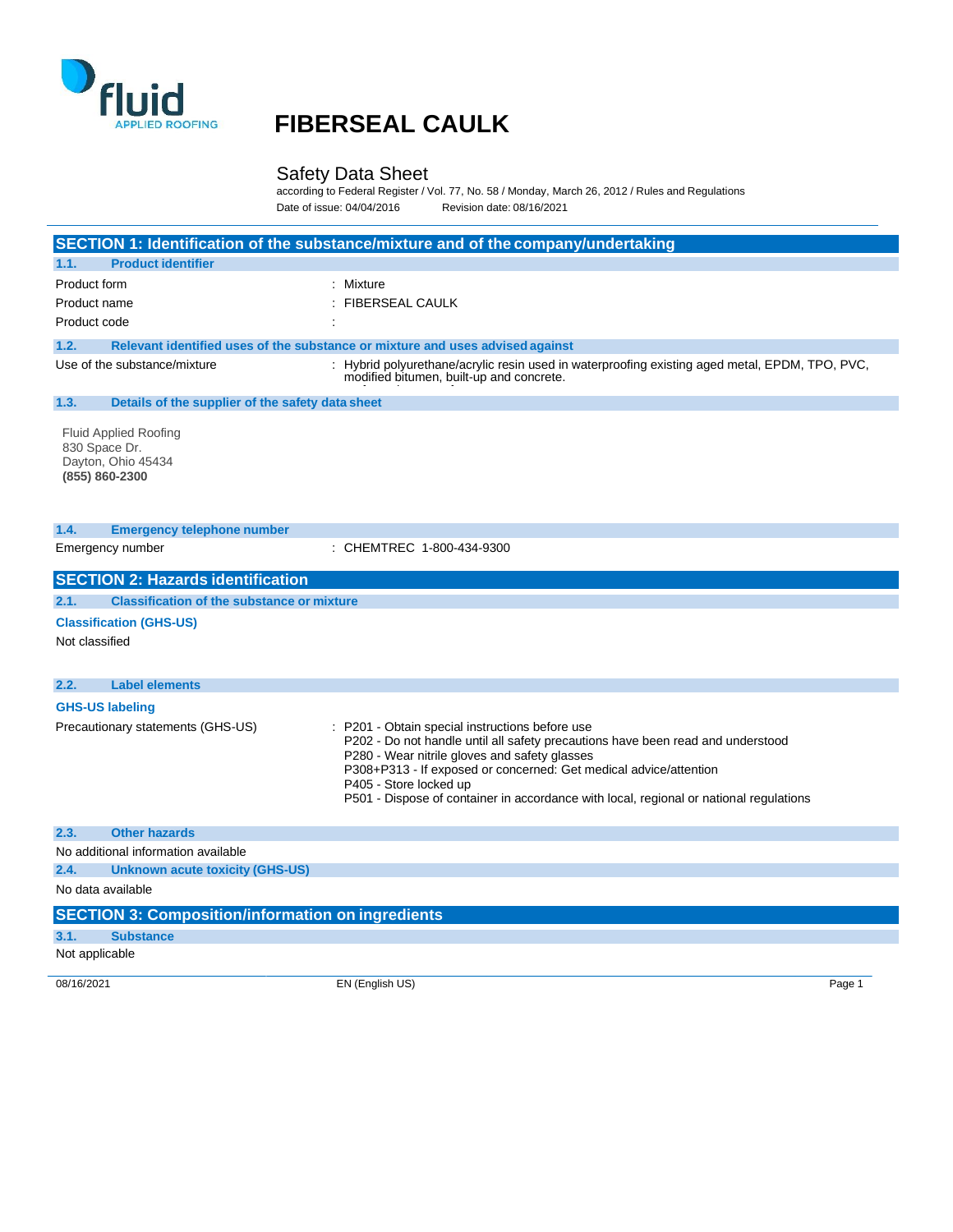# FIBERSEAL CAULK

## Safety Data Sheet

according to Federal Register / Vol. 77, No. 58 / Monday, March 26, 2012 / Rules and Regulations

Date of issue: 04/04/2016 Revision date: 08/16/2021

## SECTION 1: Identification of the substance/mixture and of the company/undertaking

### 1.1. Product identifier

Product form : Mixture

Product name : FIBERSEAL CAULK

Product code :

### 1.2. Relevant identified uses of the substance or mixture and uses advised against

Use of the substance/mixture : Hybrid polyurethane/acrylic resin used in waterproofing existing aged metal, EPDM, TPO, PVC, modified bitumen, built-up and concrete.

### 1.3. Details of the supplier of the safety data sheet

Fluid Applied Roofing
830 Space Dr.
Dayton, Ohio 45434
**(855) 860-2300**

### 1.4. Emergency telephone number

Emergency number : CHEMTREC 1-800-434-9300

## SECTION 2: Hazards identification

### 2.1. Classification of the substance or mixture

**Classification (GHS-US)**

Not classified

### 2.2. Label elements

**GHS-US labeling**

Precautionary statements (GHS-US) :
- P201 - Obtain special instructions before use
- P202 - Do not handle until all safety precautions have been read and understood
- P280 - Wear nitrile gloves and safety glasses
- P308+P313 - If exposed or concerned: Get medical advice/attention
- P405 - Store locked up
- P501 - Dispose of container in accordance with local, regional or national regulations

### 2.3. Other hazards

No additional information available

### 2.4. Unknown acute toxicity (GHS-US)

No data available

## SECTION 3: Composition/information on ingredients

### 3.1. Substance

Not applicable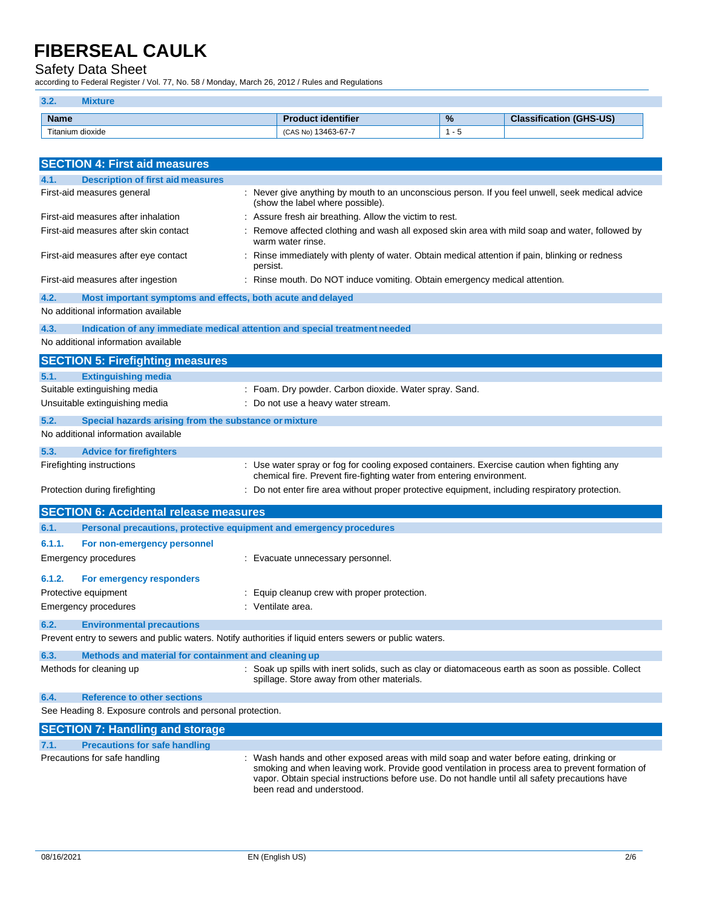### 3.2. Mixture

| Name | Product identifier | % | Classification (GHS-US) |
|---|---|---|---|
| Titanium dioxide | (CAS No) 13463-67-7 | 1 - 5 | |

## SECTION 4: First aid measures

### 4.1. Description of first aid measures

| | |
|---|---|
| First-aid measures general | : Never give anything by mouth to an unconscious person. If you feel unwell, seek medical advice (show the label where possible). |
| First-aid measures after inhalation | : Assure fresh air breathing. Allow the victim to rest. |
| First-aid measures after skin contact | : Remove affected clothing and wash all exposed skin area with mild soap and water, followed by warm water rinse. |
| First-aid measures after eye contact | : Rinse immediately with plenty of water. Obtain medical attention if pain, blinking or redness persist. |
| First-aid measures after ingestion | : Rinse mouth. Do NOT induce vomiting. Obtain emergency medical attention. |

### 4.2. Most important symptoms and effects, both acute and delayed

No additional information available

### 4.3. Indication of any immediate medical attention and special treatment needed

No additional information available

## SECTION 5: Firefighting measures

### 5.1. Extinguishing media

| | |
|---|---|
| Suitable extinguishing media | : Foam. Dry powder. Carbon dioxide. Water spray. Sand. |
| Unsuitable extinguishing media | : Do not use a heavy water stream. |

### 5.2. Special hazards arising from the substance or mixture

No additional information available

### 5.3. Advice for firefighters

| | |
|---|---|
| Firefighting instructions | : Use water spray or fog for cooling exposed containers. Exercise caution when fighting any chemical fire. Prevent fire-fighting water from entering environment. |
| Protection during firefighting | : Do not enter fire area without proper protective equipment, including respiratory protection. |

## SECTION 6: Accidental release measures

### 6.1. Personal precautions, protective equipment and emergency procedures

#### 6.1.1. For non-emergency personnel

| | |
|---|---|
| Emergency procedures | : Evacuate unnecessary personnel. |

#### 6.1.2. For emergency responders

| | |
|---|---|
| Protective equipment | : Equip cleanup crew with proper protection. |
| Emergency procedures | : Ventilate area. |

### 6.2. Environmental precautions

Prevent entry to sewers and public waters. Notify authorities if liquid enters sewers or public waters.

### 6.3. Methods and material for containment and cleaning up

| | |
|---|---|
| Methods for cleaning up | : Soak up spills with inert solids, such as clay or diatomaceous earth as soon as possible. Collect spillage. Store away from other materials. |

### 6.4. Reference to other sections

See Heading 8. Exposure controls and personal protection.

## SECTION 7: Handling and storage

### 7.1. Precautions for safe handling

| | |
|---|---|
| Precautions for safe handling | : Wash hands and other exposed areas with mild soap and water before eating, drinking or smoking and when leaving work. Provide good ventilation in process area to prevent formation of vapor. Obtain special instructions before use. Do not handle until all safety precautions have been read and understood. |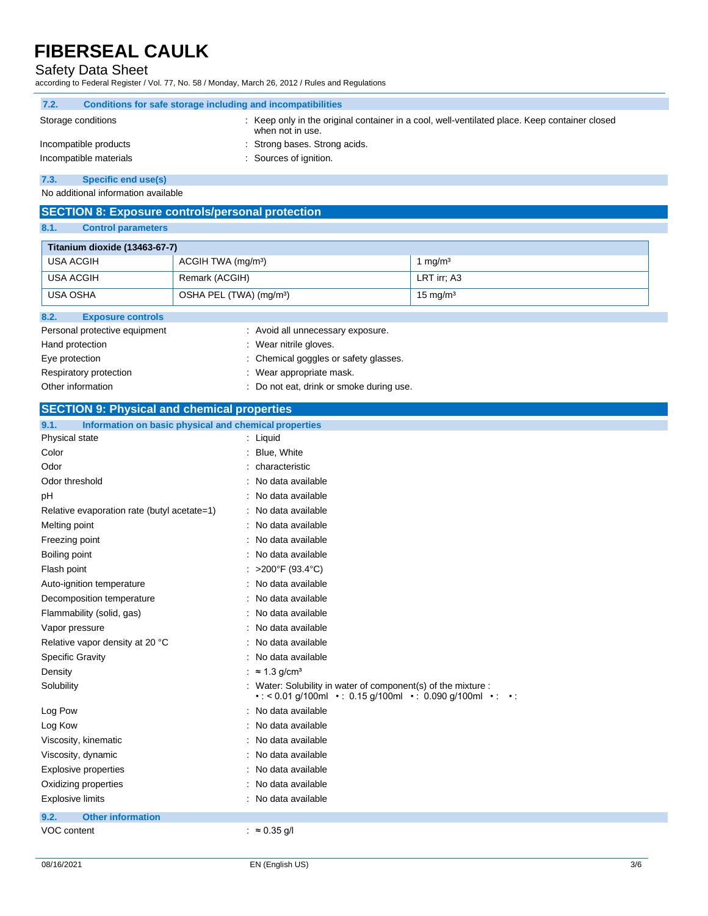### 7.2. Conditions for safe storage including and incompatibilities

| | |
|---|---|
| Storage conditions | : Keep only in the original container in a cool, well-ventilated place. Keep container closed when not in use. |
| Incompatible products | : Strong bases. Strong acids. |
| Incompatible materials | : Sources of ignition. |

### 7.3. Specific end use(s)

No additional information available

## SECTION 8: Exposure controls/personal protection

### 8.1. Control parameters

| Titanium dioxide (13463-67-7) | | |
|---|---|---|
| USA ACGIH | ACGIH TWA (mg/m³) | 1 mg/m³ |
| USA ACGIH | Remark (ACGIH) | LRT irr; A3 |
| USA OSHA | OSHA PEL (TWA) (mg/m³) | 15 mg/m³ |

### 8.2. Exposure controls

| | |
|---|---|
| Personal protective equipment | : Avoid all unnecessary exposure. |
| Hand protection | : Wear nitrile gloves. |
| Eye protection | : Chemical goggles or safety glasses. |
| Respiratory protection | : Wear appropriate mask. |
| Other information | : Do not eat, drink or smoke during use. |

## SECTION 9: Physical and chemical properties

### 9.1. Information on basic physical and chemical properties

| | |
|---|---|
| Physical state | : Liquid |
| Color | : Blue, White |
| Odor | : characteristic |
| Odor threshold | : No data available |
| pH | : No data available |
| Relative evaporation rate (butyl acetate=1) | : No data available |
| Melting point | : No data available |
| Freezing point | : No data available |
| Boiling point | : No data available |
| Flash point | : >200°F (93.4°C) |
| Auto-ignition temperature | : No data available |
| Decomposition temperature | : No data available |
| Flammability (solid, gas) | : No data available |
| Vapor pressure | : No data available |
| Relative vapor density at 20 °C | : No data available |
| Specific Gravity | : No data available |
| Density | : ≈ 1.3 g/cm³ |
| Solubility | : Water: Solubility in water of component(s) of the mixture : • : < 0.01 g/100ml • : 0.15 g/100ml • : 0.090 g/100ml • : • : |
| Log Pow | : No data available |
| Log Kow | : No data available |
| Viscosity, kinematic | : No data available |
| Viscosity, dynamic | : No data available |
| Explosive properties | : No data available |
| Oxidizing properties | : No data available |
| Explosive limits | : No data available |

### 9.2. Other information

| | |
|---|---|
| VOC content | : ≈ 0.35 g/l |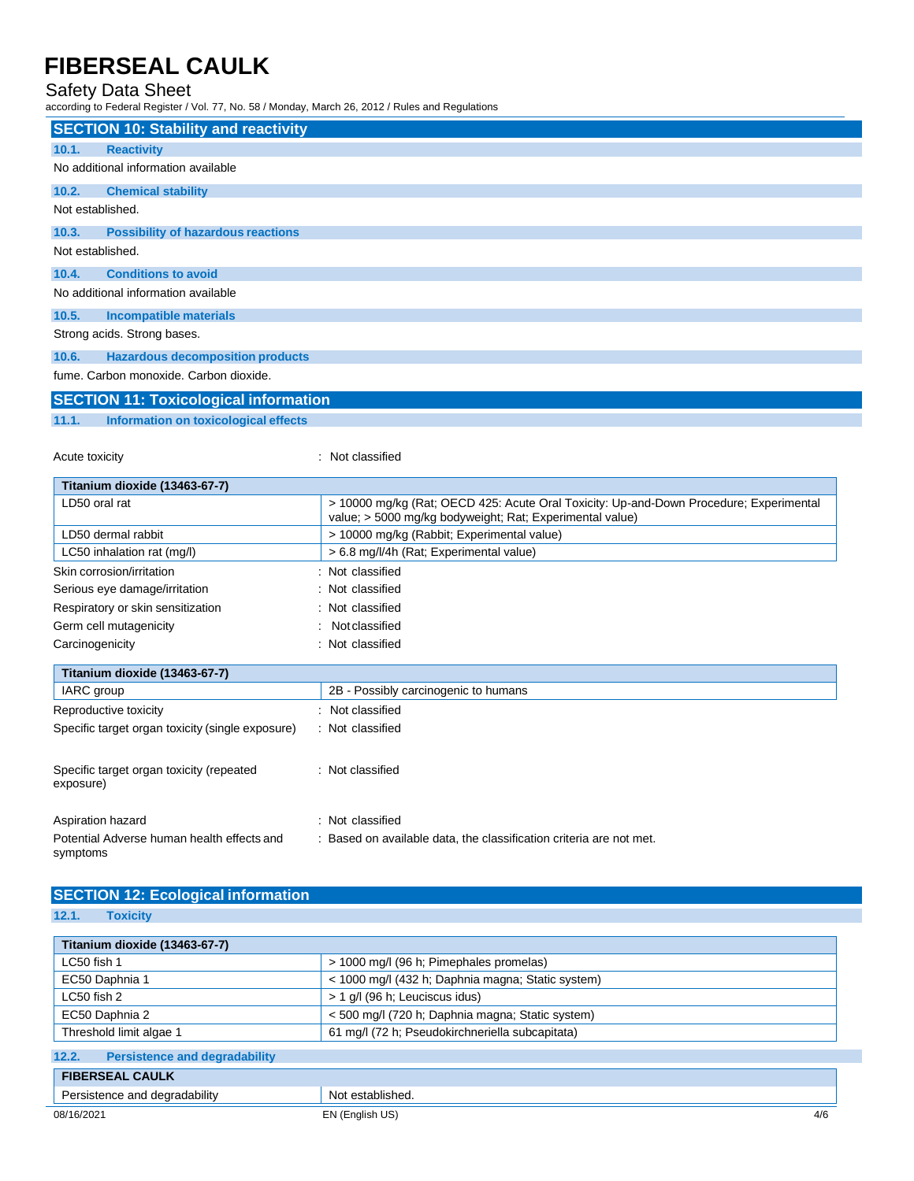## SECTION 10: Stability and reactivity

### 10.1. Reactivity

No additional information available

### 10.2. Chemical stability

Not established.

### 10.3. Possibility of hazardous reactions

Not established.

### 10.4. Conditions to avoid

No additional information available

### 10.5. Incompatible materials

Strong acids. Strong bases.

### 10.6. Hazardous decomposition products

fume. Carbon monoxide. Carbon dioxide.

## SECTION 11: Toxicological information

### 11.1. Information on toxicological effects

Acute toxicity : Not classified

| Titanium dioxide (13463-67-7) | |
|---|---|
| LD50 oral rat | > 10000 mg/kg (Rat; OECD 425: Acute Oral Toxicity: Up-and-Down Procedure; Experimental value; > 5000 mg/kg bodyweight; Rat; Experimental value) |
| LD50 dermal rabbit | > 10000 mg/kg (Rabbit; Experimental value) |
| LC50 inhalation rat (mg/l) | > 6.8 mg/l/4h (Rat; Experimental value) |

Skin corrosion/irritation : Not classified

Serious eye damage/irritation : Not classified

Respiratory or skin sensitization : Not classified

Germ cell mutagenicity : Not classified

Carcinogenicity : Not classified

| Titanium dioxide (13463-67-7) | |
|---|---|
| IARC group | 2B - Possibly carcinogenic to humans |

Reproductive toxicity : Not classified

Specific target organ toxicity (single exposure) : Not classified

Specific target organ toxicity (repeated exposure) : Not classified

Aspiration hazard : Not classified

Potential Adverse human health effects and symptoms : Based on available data, the classification criteria are not met.

## SECTION 12: Ecological information

### 12.1. Toxicity

| Titanium dioxide (13463-67-7) | |
|---|---|
| LC50 fish 1 | > 1000 mg/l (96 h; Pimephales promelas) |
| EC50 Daphnia 1 | < 1000 mg/l (432 h; Daphnia magna; Static system) |
| LC50 fish 2 | > 1 g/l (96 h; Leuciscus idus) |
| EC50 Daphnia 2 | < 500 mg/l (720 h; Daphnia magna; Static system) |
| Threshold limit algae 1 | 61 mg/l (72 h; Pseudokirchneriella subcapitata) |

### 12.2. Persistence and degradability

| FIBERSEAL CAULK | |
|---|---|
| Persistence and degradability | Not established. |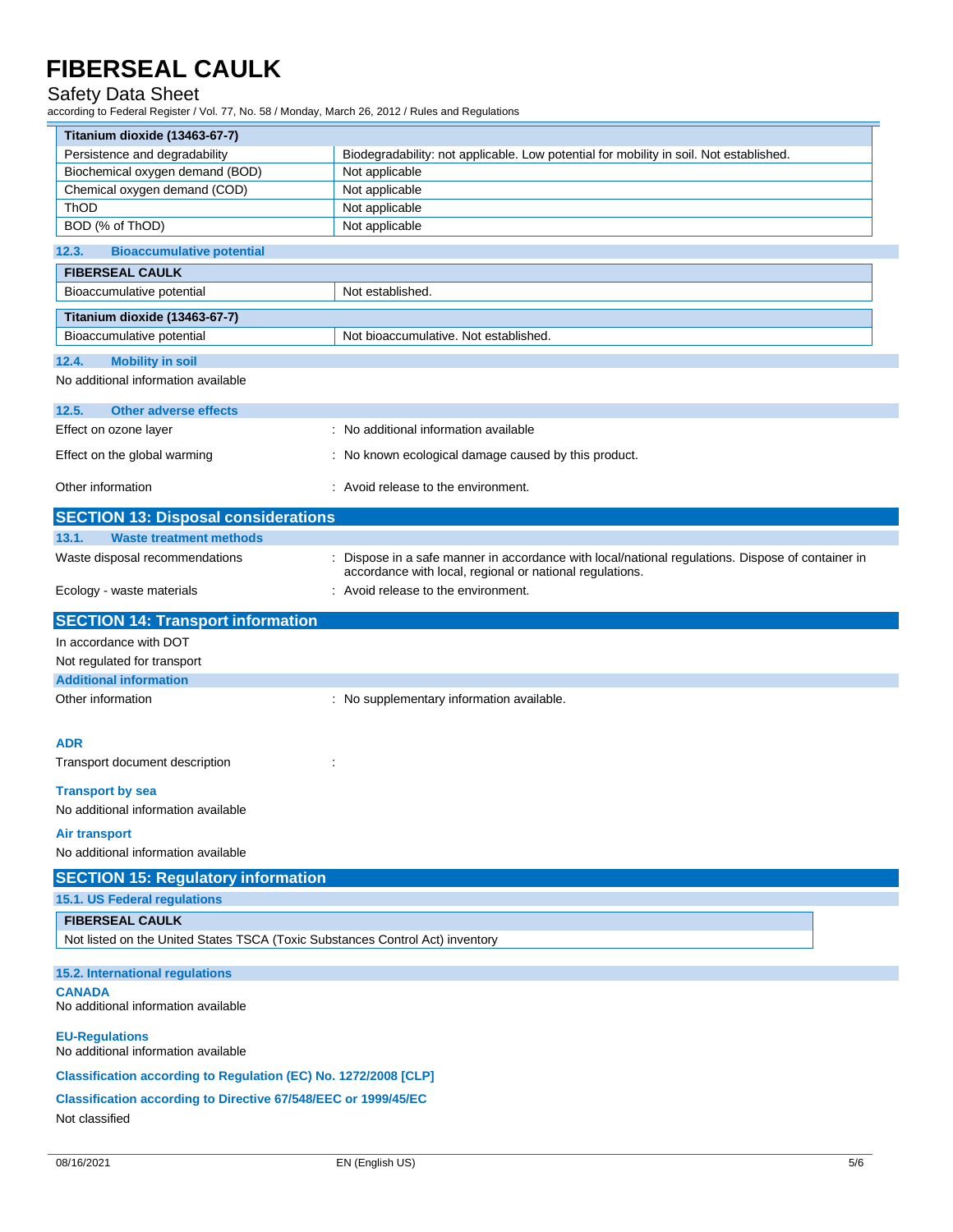| Titanium dioxide (13463-67-7) | |
|---|---|
| Persistence and degradability | Biodegradability: not applicable. Low potential for mobility in soil. Not established. |
| Biochemical oxygen demand (BOD) | Not applicable |
| Chemical oxygen demand (COD) | Not applicable |
| ThOD | Not applicable |
| BOD (% of ThOD) | Not applicable |

### 12.3. Bioaccumulative potential

| FIBERSEAL CAULK | |
|---|---|
| Bioaccumulative potential | Not established. |

| Titanium dioxide (13463-67-7) | |
|---|---|
| Bioaccumulative potential | Not bioaccumulative. Not established. |

### 12.4. Mobility in soil

No additional information available

### 12.5. Other adverse effects

Effect on ozone layer : No additional information available

Effect on the global warming : No known ecological damage caused by this product.

Other information : Avoid release to the environment.

## SECTION 13: Disposal considerations

### 13.1. Waste treatment methods

Waste disposal recommendations : Dispose in a safe manner in accordance with local/national regulations. Dispose of container in accordance with local, regional or national regulations.

Ecology - waste materials : Avoid release to the environment.

## SECTION 14: Transport information

In accordance with DOT

Not regulated for transport

### Additional information

Other information : No supplementary information available.

**ADR**

Transport document description :

**Transport by sea**

No additional information available

**Air transport**

No additional information available

## SECTION 15: Regulatory information

### 15.1. US Federal regulations

| FIBERSEAL CAULK |
|---|
| Not listed on the United States TSCA (Toxic Substances Control Act) inventory |

### 15.2. International regulations

**CANADA**

No additional information available

**EU-Regulations**

No additional information available

**Classification according to Regulation (EC) No. 1272/2008 [CLP]**

**Classification according to Directive 67/548/EEC or 1999/45/EC**

Not classified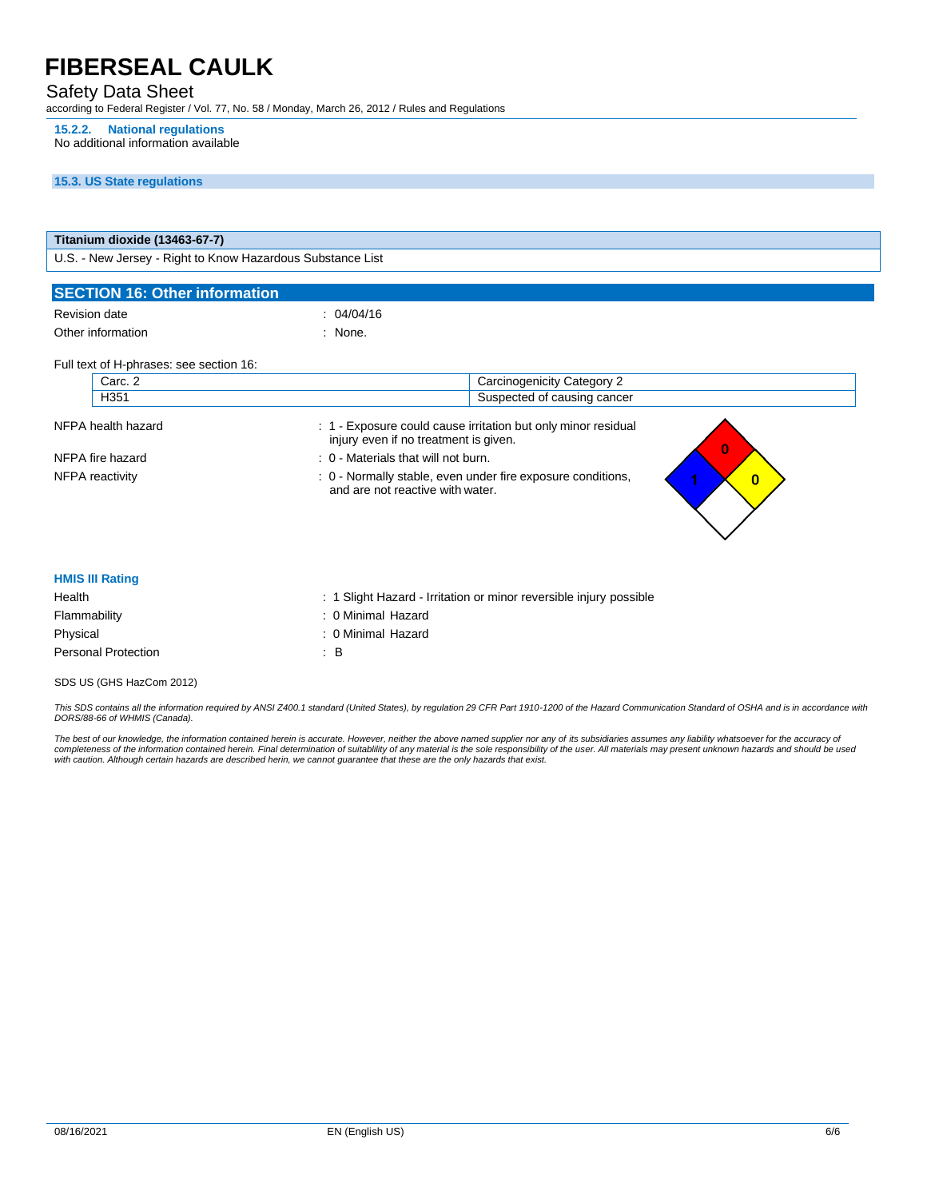#### 15.2.2. National regulations

No additional information available

### 15.3. US State regulations

| Titanium dioxide (13463-67-7) |
|---|
| U.S. - New Jersey - Right to Know Hazardous Substance List |

## SECTION 16: Other information

Revision date : 04/04/16

Other information : None.

Full text of H-phrases: see section 16:

| | |
|---|---|
| Carc. 2 | Carcinogenicity Category 2 |
| H351 | Suspected of causing cancer |

NFPA health hazard : 1 - Exposure could cause irritation but only minor residual injury even if no treatment is given.

NFPA fire hazard : 0 - Materials that will not burn.

NFPA reactivity : 0 - Normally stable, even under fire exposure conditions, and are not reactive with water.

0
1
0

### HMIS III Rating

Health : 1 Slight Hazard - Irritation or minor reversible injury possible

Flammability : 0 Minimal Hazard

Physical : 0 Minimal Hazard

Personal Protection : B

SDS US (GHS HazCom 2012)

*This SDS contains all the information required by ANSI Z400.1 standard (United States), by regulation 29 CFR Part 1910-1200 of the Hazard Communication Standard of OSHA and is in accordance with DORS/88-66 of WHMIS (Canada).*

*The best of our knowledge, the information contained herein is accurate. However, neither the above named supplier nor any of its subsidiaries assumes any liability whatsoever for the accuracy of completeness of the information contained herein. Final determination of suitablility of any material is the sole responsibility of the user. All materials may present unknown hazards and should be used with caution. Although certain hazards are described herin, we cannot guarantee that these are the only hazards that exist.*